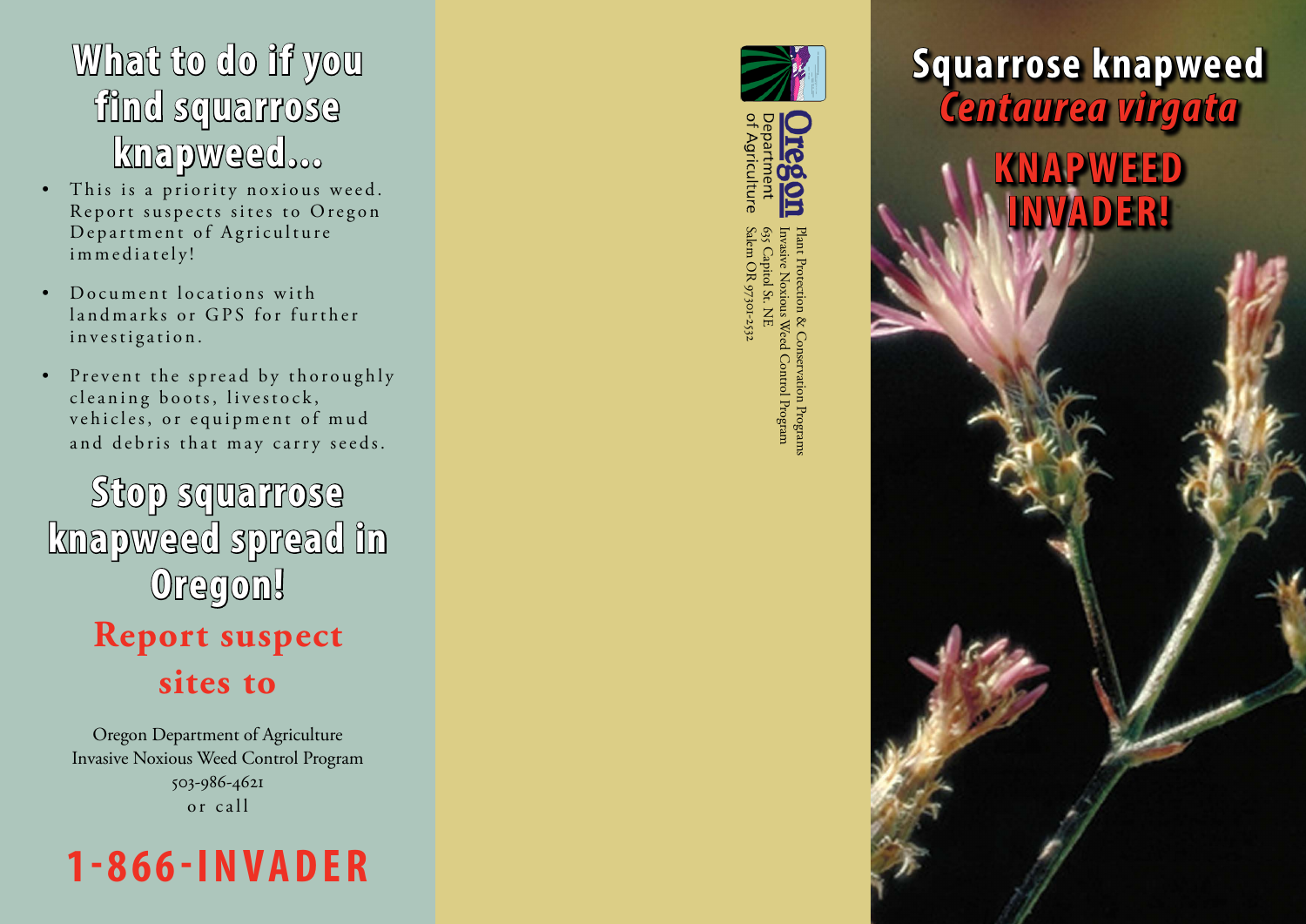# What to do if you find squarrose knapweed...

- This is a priority noxious weed. Report suspects sites to Oregon Department of Agriculture immediately!
- Document locations with landmarks or GPS for further investigation.
- Prevent the spread by thoroughly cleaning boots, livestock, vehicles, or equipment of mud and debris that may carry seeds.

# Stop squarrose knapweed spread in Oregon!

## Report suspect sites to

Oregon Department of Agriculture
Invasive Noxious Weed Control Program
503-986-4621
or call

## 1-866-INVADER

Oregon Department of Agriculture

Plant Protection & Conservation Programs
Invasive Noxious Weed Control Program
635 Capitol St. NE
Salem OR 97301-2532

# Squarrose knapweed
## *Centaurea virgata*

## KNAPWEED INVADER!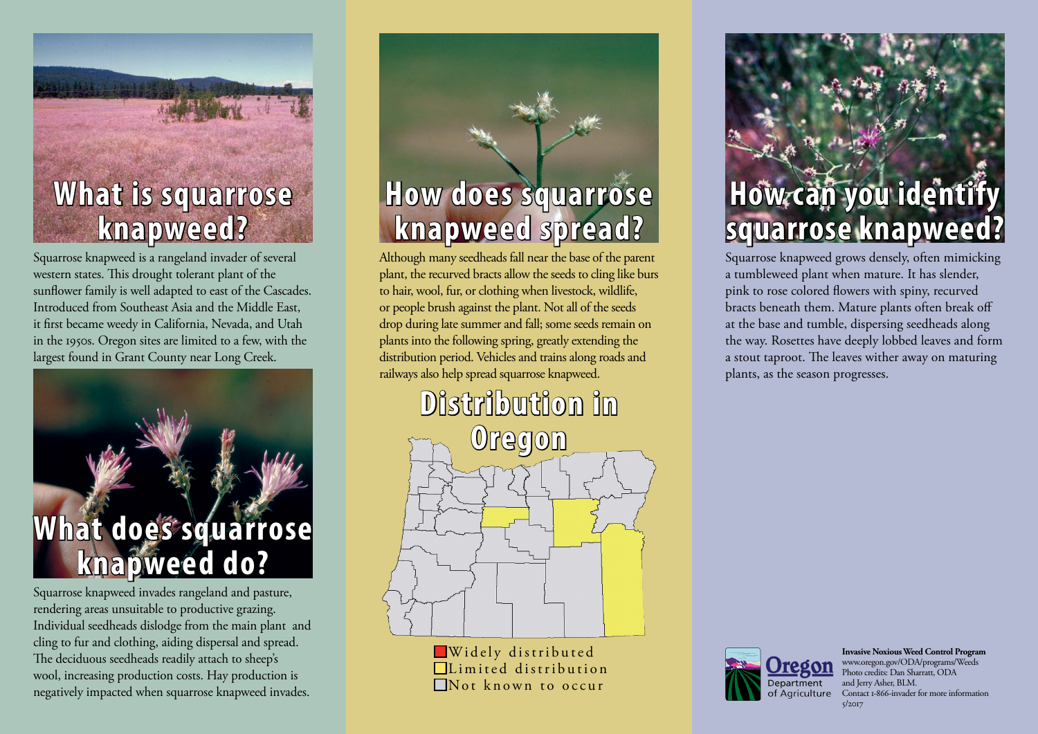## What is squarrose knapweed?

Squarrose knapweed is a rangeland invader of several western states. This drought tolerant plant of the sunflower family is well adapted to east of the Cascades. Introduced from Southeast Asia and the Middle East, it first became weedy in California, Nevada, and Utah in the 1950s. Oregon sites are limited to a few, with the largest found in Grant County near Long Creek.

## What does squarrose knapweed do?

Squarrose knapweed invades rangeland and pasture, rendering areas unsuitable to productive grazing. Individual seedheads dislodge from the main plant and cling to fur and clothing, aiding dispersal and spread. The deciduous seedheads readily attach to sheep's wool, increasing production costs. Hay production is negatively impacted when squarrose knapweed invades.

## How does squarrose knapweed spread?

Although many seedheads fall near the base of the parent plant, the recurved bracts allow the seeds to cling like burs to hair, wool, fur, or clothing when livestock, wildlife, or people brush against the plant. Not all of the seeds drop during late summer and fall; some seeds remain on plants into the following spring, greatly extending the distribution period. Vehicles and trains along roads and railways also help spread squarrose knapweed.

## Distribution in Oregon

Widely distributed
Limited distribution
Not known to occur

## How can you identify squarrose knapweed?

Squarrose knapweed grows densely, often mimicking a tumbleweed plant when mature. It has slender, pink to rose colored flowers with spiny, recurved bracts beneath them. Mature plants often break off at the base and tumble, dispersing seedheads along the way. Rosettes have deeply lobbed leaves and form a stout taproot. The leaves wither away on maturing plants, as the season progresses.

Oregon Department of Agriculture

**Invasive Noxious Weed Control Program**
www.oregon.gov/ODA/programs/Weeds
Photo credits: Dan Sharratt, ODA and Jerry Asher, BLM.
Contact 1-866-invader for more information
5/2017